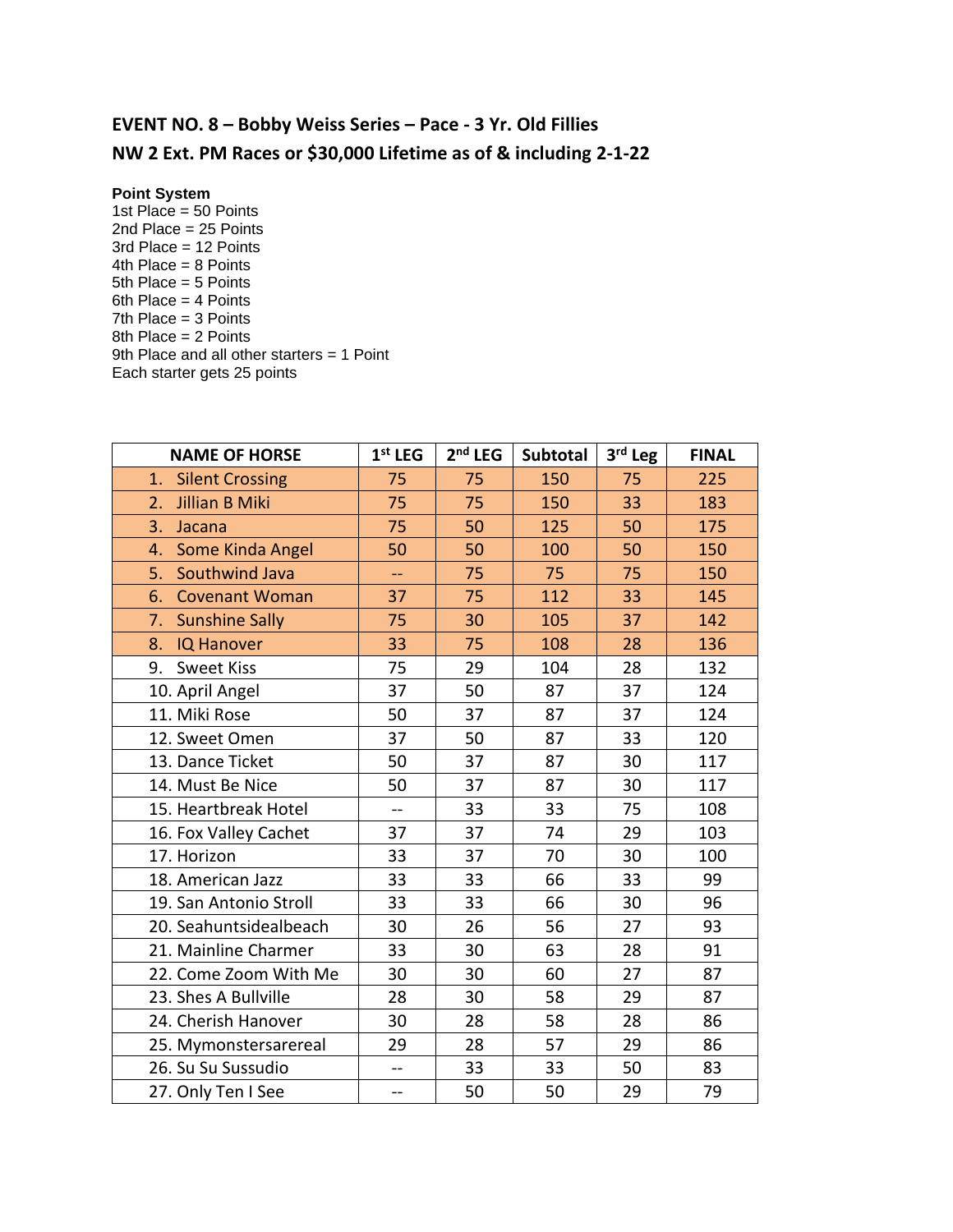## EVENT NO. 8 – Bobby Weiss Series – Pace - 3 Yr. Old Fillies

## NW 2 Ext. PM Races or $30,000 Lifetime as of & including 2-1-22

**Point System**

1st Place = 50 Points
2nd Place = 25 Points
3rd Place = 12 Points
4th Place = 8 Points
5th Place = 5 Points
6th Place = 4 Points
7th Place = 3 Points
8th Place = 2 Points
9th Place and all other starters = 1 Point
Each starter gets 25 points

| NAME OF HORSE | 1st LEG | 2nd LEG | Subtotal | 3rd Leg | FINAL |
|---|---|---|---|---|---|
| 1. Silent Crossing | 75 | 75 | 150 | 75 | 225 |
| 2. Jillian B Miki | 75 | 75 | 150 | 33 | 183 |
| 3. Jacana | 75 | 50 | 125 | 50 | 175 |
| 4. Some Kinda Angel | 50 | 50 | 100 | 50 | 150 |
| 5. Southwind Java | -- | 75 | 75 | 75 | 150 |
| 6. Covenant Woman | 37 | 75 | 112 | 33 | 145 |
| 7. Sunshine Sally | 75 | 30 | 105 | 37 | 142 |
| 8. IQ Hanover | 33 | 75 | 108 | 28 | 136 |
| 9. Sweet Kiss | 75 | 29 | 104 | 28 | 132 |
| 10. April Angel | 37 | 50 | 87 | 37 | 124 |
| 11. Miki Rose | 50 | 37 | 87 | 37 | 124 |
| 12. Sweet Omen | 37 | 50 | 87 | 33 | 120 |
| 13. Dance Ticket | 50 | 37 | 87 | 30 | 117 |
| 14. Must Be Nice | 50 | 37 | 87 | 30 | 117 |
| 15. Heartbreak Hotel | -- | 33 | 33 | 75 | 108 |
| 16. Fox Valley Cachet | 37 | 37 | 74 | 29 | 103 |
| 17. Horizon | 33 | 37 | 70 | 30 | 100 |
| 18. American Jazz | 33 | 33 | 66 | 33 | 99 |
| 19. San Antonio Stroll | 33 | 33 | 66 | 30 | 96 |
| 20. Seahuntsidealbeach | 30 | 26 | 56 | 27 | 93 |
| 21. Mainline Charmer | 33 | 30 | 63 | 28 | 91 |
| 22. Come Zoom With Me | 30 | 30 | 60 | 27 | 87 |
| 23. Shes A Bullville | 28 | 30 | 58 | 29 | 87 |
| 24. Cherish Hanover | 30 | 28 | 58 | 28 | 86 |
| 25. Mymonstersarereal | 29 | 28 | 57 | 29 | 86 |
| 26. Su Su Sussudio | -- | 33 | 33 | 50 | 83 |
| 27. Only Ten I See | -- | 50 | 50 | 29 | 79 |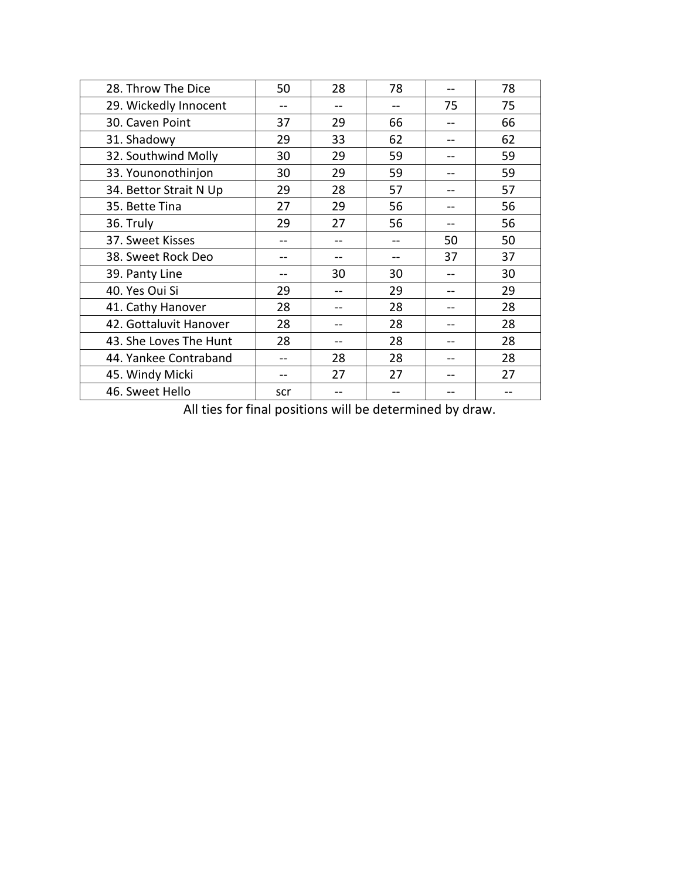| | | | | | |
|---|---|---|---|---|---|
| 28. Throw The Dice | 50 | 28 | 78 | -- | 78 |
| 29. Wickedly Innocent | -- | -- | -- | 75 | 75 |
| 30. Caven Point | 37 | 29 | 66 | -- | 66 |
| 31. Shadowy | 29 | 33 | 62 | -- | 62 |
| 32. Southwind Molly | 30 | 29 | 59 | -- | 59 |
| 33. Younonothinjon | 30 | 29 | 59 | -- | 59 |
| 34. Bettor Strait N Up | 29 | 28 | 57 | -- | 57 |
| 35. Bette Tina | 27 | 29 | 56 | -- | 56 |
| 36. Truly | 29 | 27 | 56 | -- | 56 |
| 37. Sweet Kisses | -- | -- | -- | 50 | 50 |
| 38. Sweet Rock Deo | -- | -- | -- | 37 | 37 |
| 39. Panty Line | -- | 30 | 30 | -- | 30 |
| 40. Yes Oui Si | 29 | -- | 29 | -- | 29 |
| 41. Cathy Hanover | 28 | -- | 28 | -- | 28 |
| 42. Gottaluvit Hanover | 28 | -- | 28 | -- | 28 |
| 43. She Loves The Hunt | 28 | -- | 28 | -- | 28 |
| 44. Yankee Contraband | -- | 28 | 28 | -- | 28 |
| 45. Windy Micki | -- | 27 | 27 | -- | 27 |
| 46. Sweet Hello | scr | -- | -- | -- | -- |

All ties for final positions will be determined by draw.